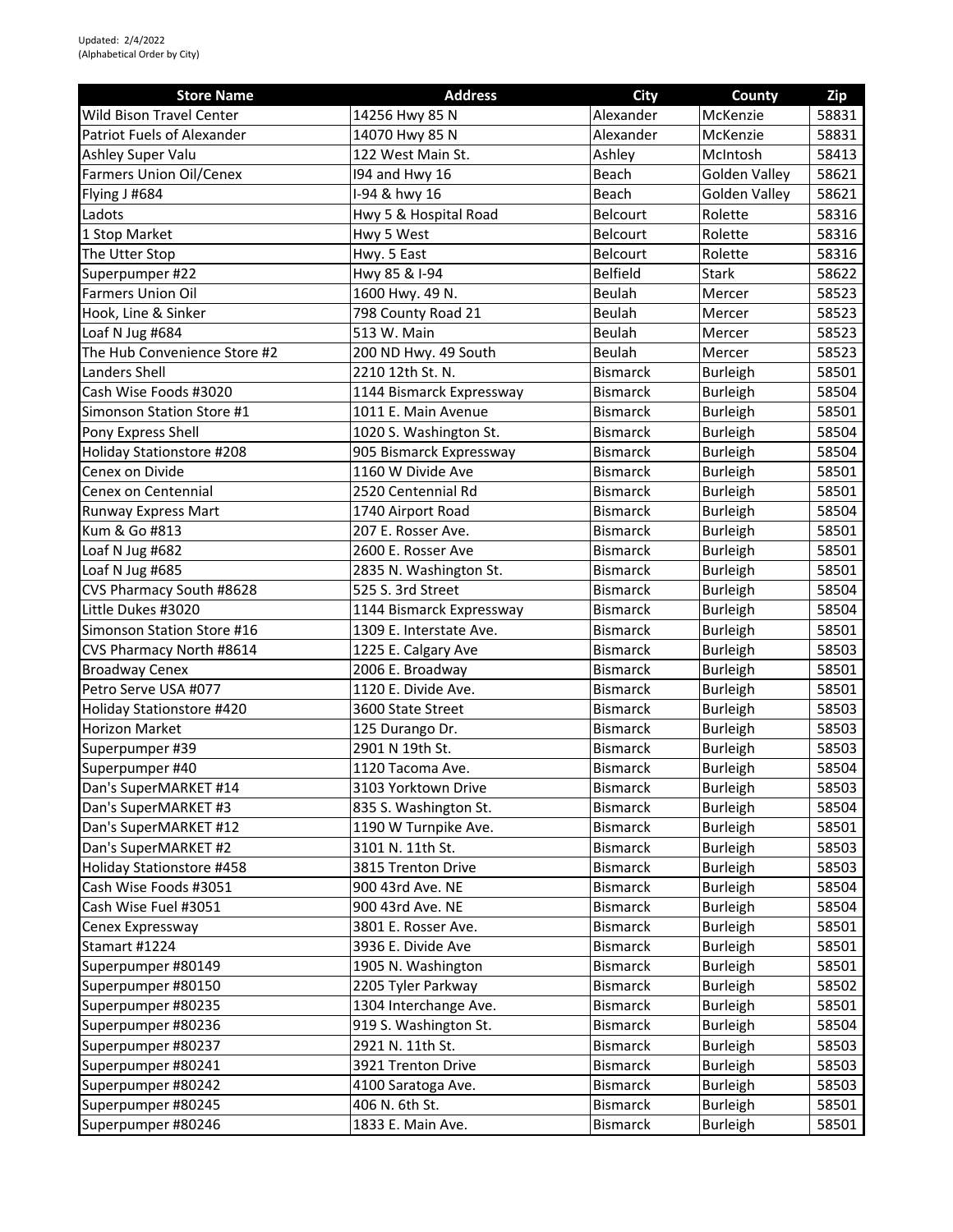Updated: 2/4/2022
(Alphabetical Order by City)

| Store Name | Address | City | County | Zip |
|---|---|---|---|---|
| Wild Bison Travel Center | 14256 Hwy 85 N | Alexander | McKenzie | 58831 |
| Patriot Fuels of Alexander | 14070 Hwy 85 N | Alexander | McKenzie | 58831 |
| Ashley Super Valu | 122 West Main St. | Ashley | McIntosh | 58413 |
| Farmers Union Oil/Cenex | I94 and Hwy 16 | Beach | Golden Valley | 58621 |
| Flying J #684 | I-94 & hwy 16 | Beach | Golden Valley | 58621 |
| Ladots | Hwy 5 & Hospital Road | Belcourt | Rolette | 58316 |
| 1 Stop Market | Hwy 5 West | Belcourt | Rolette | 58316 |
| The Utter Stop | Hwy. 5 East | Belcourt | Rolette | 58316 |
| Superpumper #22 | Hwy 85 & I-94 | Belfield | Stark | 58622 |
| Farmers Union Oil | 1600 Hwy. 49 N. | Beulah | Mercer | 58523 |
| Hook, Line & Sinker | 798 County Road 21 | Beulah | Mercer | 58523 |
| Loaf N Jug #684 | 513 W. Main | Beulah | Mercer | 58523 |
| The Hub Convenience Store #2 | 200 ND Hwy. 49 South | Beulah | Mercer | 58523 |
| Landers Shell | 2210 12th St. N. | Bismarck | Burleigh | 58501 |
| Cash Wise Foods #3020 | 1144 Bismarck Expressway | Bismarck | Burleigh | 58504 |
| Simonson Station Store #1 | 1011 E. Main Avenue | Bismarck | Burleigh | 58501 |
| Pony Express Shell | 1020 S. Washington St. | Bismarck | Burleigh | 58504 |
| Holiday Stationstore #208 | 905 Bismarck Expressway | Bismarck | Burleigh | 58504 |
| Cenex on Divide | 1160 W Divide Ave | Bismarck | Burleigh | 58501 |
| Cenex on Centennial | 2520 Centennial Rd | Bismarck | Burleigh | 58501 |
| Runway Express Mart | 1740 Airport Road | Bismarck | Burleigh | 58504 |
| Kum & Go #813 | 207 E. Rosser Ave. | Bismarck | Burleigh | 58501 |
| Loaf N Jug #682 | 2600 E. Rosser Ave | Bismarck | Burleigh | 58501 |
| Loaf N Jug #685 | 2835 N. Washington St. | Bismarck | Burleigh | 58501 |
| CVS Pharmacy South #8628 | 525 S. 3rd Street | Bismarck | Burleigh | 58504 |
| Little Dukes #3020 | 1144 Bismarck Expressway | Bismarck | Burleigh | 58504 |
| Simonson Station Store #16 | 1309 E. Interstate Ave. | Bismarck | Burleigh | 58501 |
| CVS Pharmacy North #8614 | 1225 E. Calgary Ave | Bismarck | Burleigh | 58503 |
| Broadway Cenex | 2006 E. Broadway | Bismarck | Burleigh | 58501 |
| Petro Serve USA #077 | 1120 E. Divide Ave. | Bismarck | Burleigh | 58501 |
| Holiday Stationstore #420 | 3600 State Street | Bismarck | Burleigh | 58503 |
| Horizon Market | 125 Durango Dr. | Bismarck | Burleigh | 58503 |
| Superpumper #39 | 2901 N 19th St. | Bismarck | Burleigh | 58503 |
| Superpumper #40 | 1120 Tacoma Ave. | Bismarck | Burleigh | 58504 |
| Dan's SuperMARKET #14 | 3103 Yorktown Drive | Bismarck | Burleigh | 58503 |
| Dan's SuperMARKET #3 | 835 S. Washington St. | Bismarck | Burleigh | 58504 |
| Dan's SuperMARKET #12 | 1190 W Turnpike Ave. | Bismarck | Burleigh | 58501 |
| Dan's SuperMARKET #2 | 3101 N. 11th St. | Bismarck | Burleigh | 58503 |
| Holiday Stationstore #458 | 3815 Trenton Drive | Bismarck | Burleigh | 58503 |
| Cash Wise Foods #3051 | 900 43rd Ave. NE | Bismarck | Burleigh | 58504 |
| Cash Wise Fuel #3051 | 900 43rd Ave. NE | Bismarck | Burleigh | 58504 |
| Cenex Expressway | 3801 E. Rosser Ave. | Bismarck | Burleigh | 58501 |
| Stamart #1224 | 3936 E. Divide Ave | Bismarck | Burleigh | 58501 |
| Superpumper #80149 | 1905 N. Washington | Bismarck | Burleigh | 58501 |
| Superpumper #80150 | 2205 Tyler Parkway | Bismarck | Burleigh | 58502 |
| Superpumper #80235 | 1304 Interchange Ave. | Bismarck | Burleigh | 58501 |
| Superpumper #80236 | 919 S. Washington St. | Bismarck | Burleigh | 58504 |
| Superpumper #80237 | 2921 N. 11th St. | Bismarck | Burleigh | 58503 |
| Superpumper #80241 | 3921 Trenton Drive | Bismarck | Burleigh | 58503 |
| Superpumper #80242 | 4100 Saratoga Ave. | Bismarck | Burleigh | 58503 |
| Superpumper #80245 | 406 N. 6th St. | Bismarck | Burleigh | 58501 |
| Superpumper #80246 | 1833 E. Main Ave. | Bismarck | Burleigh | 58501 |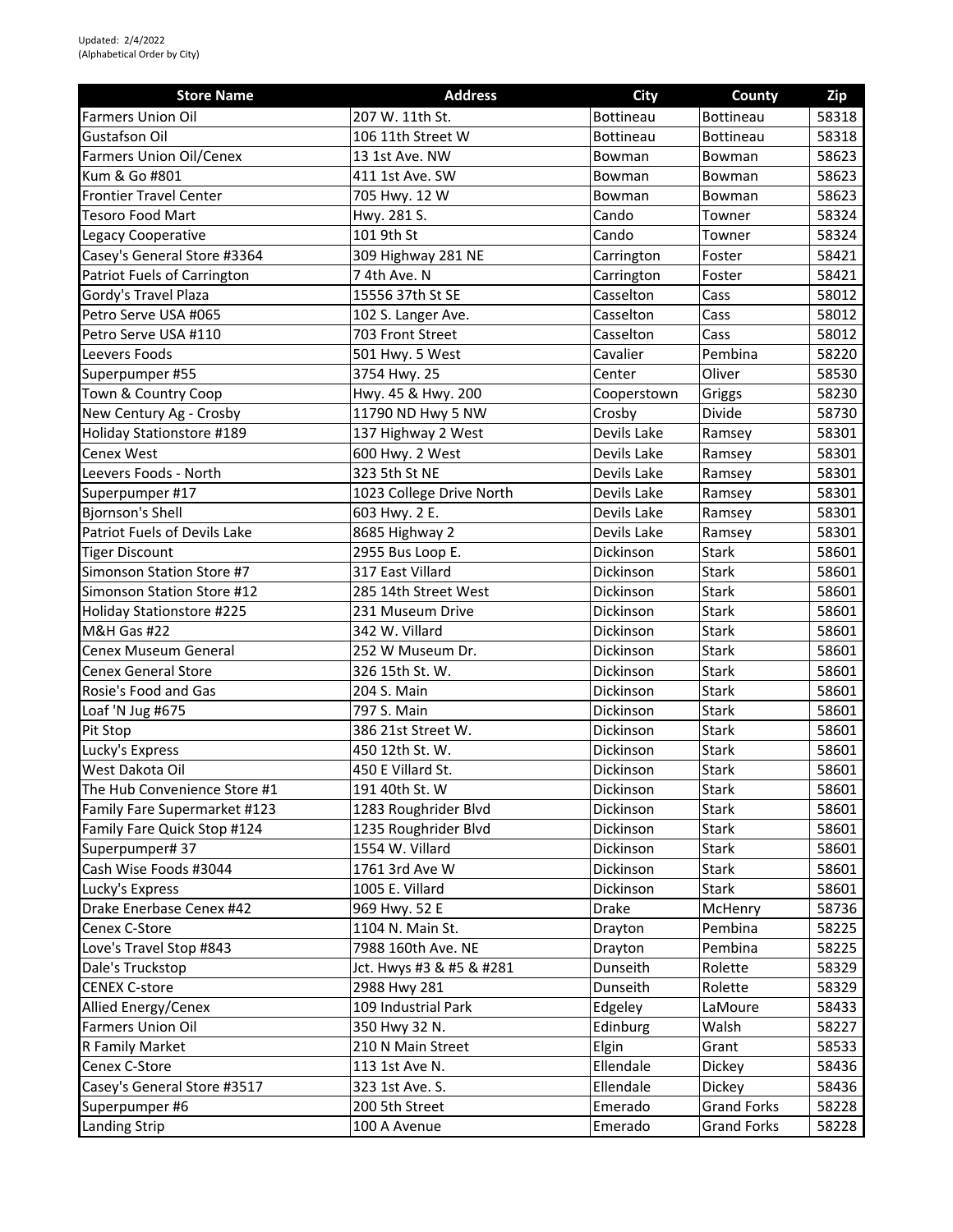Updated: 2/4/2022
(Alphabetical Order by City)

| Store Name | Address | City | County | Zip |
|---|---|---|---|---|
| Farmers Union Oil | 207 W. 11th St. | Bottineau | Bottineau | 58318 |
| Gustafson Oil | 106 11th Street W | Bottineau | Bottineau | 58318 |
| Farmers Union Oil/Cenex | 13 1st Ave. NW | Bowman | Bowman | 58623 |
| Kum & Go #801 | 411 1st Ave. SW | Bowman | Bowman | 58623 |
| Frontier Travel Center | 705 Hwy. 12 W | Bowman | Bowman | 58623 |
| Tesoro Food Mart | Hwy. 281 S. | Cando | Towner | 58324 |
| Legacy Cooperative | 101 9th St | Cando | Towner | 58324 |
| Casey's General Store #3364 | 309 Highway 281 NE | Carrington | Foster | 58421 |
| Patriot Fuels of Carrington | 7 4th Ave. N | Carrington | Foster | 58421 |
| Gordy's Travel Plaza | 15556 37th St SE | Casselton | Cass | 58012 |
| Petro Serve USA #065 | 102 S. Langer Ave. | Casselton | Cass | 58012 |
| Petro Serve USA #110 | 703 Front Street | Casselton | Cass | 58012 |
| Leevers Foods | 501 Hwy. 5 West | Cavalier | Pembina | 58220 |
| Superpumper #55 | 3754 Hwy. 25 | Center | Oliver | 58530 |
| Town & Country Coop | Hwy. 45 & Hwy. 200 | Cooperstown | Griggs | 58230 |
| New Century Ag - Crosby | 11790 ND Hwy 5 NW | Crosby | Divide | 58730 |
| Holiday Stationstore #189 | 137 Highway 2 West | Devils Lake | Ramsey | 58301 |
| Cenex West | 600 Hwy. 2 West | Devils Lake | Ramsey | 58301 |
| Leevers Foods - North | 323 5th St NE | Devils Lake | Ramsey | 58301 |
| Superpumper #17 | 1023 College Drive North | Devils Lake | Ramsey | 58301 |
| Bjornson's Shell | 603 Hwy. 2 E. | Devils Lake | Ramsey | 58301 |
| Patriot Fuels of Devils Lake | 8685 Highway 2 | Devils Lake | Ramsey | 58301 |
| Tiger Discount | 2955 Bus Loop E. | Dickinson | Stark | 58601 |
| Simonson Station Store #7 | 317 East Villard | Dickinson | Stark | 58601 |
| Simonson Station Store #12 | 285 14th Street West | Dickinson | Stark | 58601 |
| Holiday Stationstore #225 | 231 Museum Drive | Dickinson | Stark | 58601 |
| M&H Gas #22 | 342 W. Villard | Dickinson | Stark | 58601 |
| Cenex Museum General | 252 W Museum Dr. | Dickinson | Stark | 58601 |
| Cenex General Store | 326 15th St. W. | Dickinson | Stark | 58601 |
| Rosie's Food and Gas | 204 S. Main | Dickinson | Stark | 58601 |
| Loaf 'N Jug #675 | 797 S. Main | Dickinson | Stark | 58601 |
| Pit Stop | 386 21st Street W. | Dickinson | Stark | 58601 |
| Lucky's Express | 450 12th St. W. | Dickinson | Stark | 58601 |
| West Dakota Oil | 450 E Villard St. | Dickinson | Stark | 58601 |
| The Hub Convenience Store #1 | 191 40th St. W | Dickinson | Stark | 58601 |
| Family Fare Supermarket #123 | 1283 Roughrider Blvd | Dickinson | Stark | 58601 |
| Family Fare Quick Stop #124 | 1235 Roughrider Blvd | Dickinson | Stark | 58601 |
| Superpumper# 37 | 1554 W. Villard | Dickinson | Stark | 58601 |
| Cash Wise Foods #3044 | 1761 3rd Ave W | Dickinson | Stark | 58601 |
| Lucky's Express | 1005 E. Villard | Dickinson | Stark | 58601 |
| Drake Enerbase Cenex #42 | 969 Hwy. 52 E | Drake | McHenry | 58736 |
| Cenex C-Store | 1104 N. Main St. | Drayton | Pembina | 58225 |
| Love's Travel Stop #843 | 7988 160th Ave. NE | Drayton | Pembina | 58225 |
| Dale's Truckstop | Jct. Hwys #3 & #5 & #281 | Dunseith | Rolette | 58329 |
| CENEX C-store | 2988 Hwy 281 | Dunseith | Rolette | 58329 |
| Allied Energy/Cenex | 109 Industrial Park | Edgeley | LaMoure | 58433 |
| Farmers Union Oil | 350 Hwy 32 N. | Edinburg | Walsh | 58227 |
| R Family Market | 210 N Main Street | Elgin | Grant | 58533 |
| Cenex C-Store | 113 1st Ave N. | Ellendale | Dickey | 58436 |
| Casey's General Store #3517 | 323 1st Ave. S. | Ellendale | Dickey | 58436 |
| Superpumper #6 | 200 5th Street | Emerado | Grand Forks | 58228 |
| Landing Strip | 100 A Avenue | Emerado | Grand Forks | 58228 |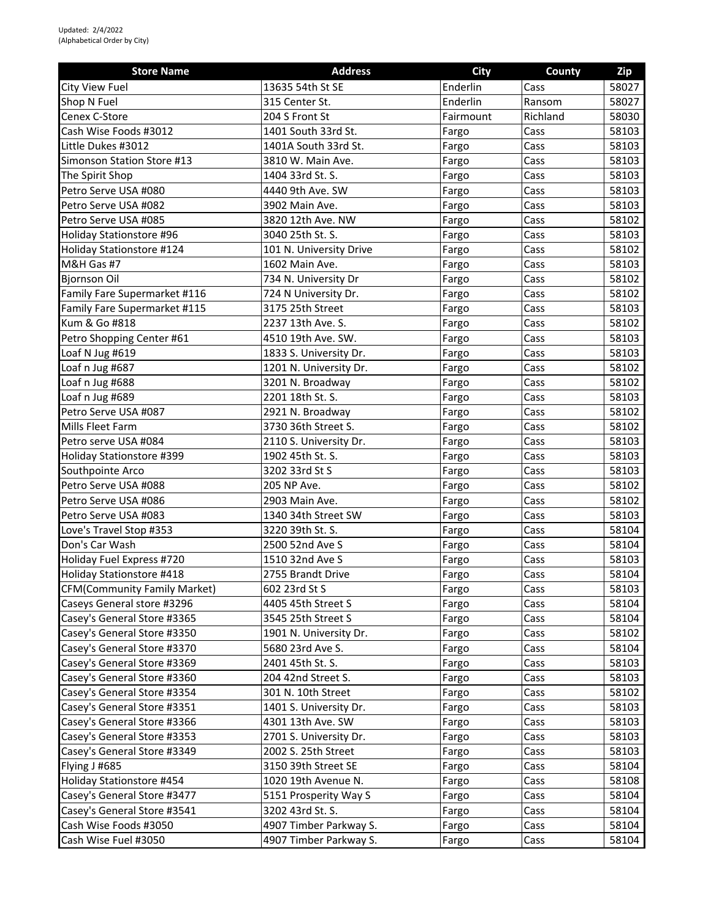Updated: 2/4/2022
(Alphabetical Order by City)

| Store Name | Address | City | County | Zip |
|---|---|---|---|---|
| City View Fuel | 13635 54th St SE | Enderlin | Cass | 58027 |
| Shop N Fuel | 315 Center St. | Enderlin | Ransom | 58027 |
| Cenex C-Store | 204 S Front St | Fairmount | Richland | 58030 |
| Cash Wise Foods #3012 | 1401 South 33rd St. | Fargo | Cass | 58103 |
| Little Dukes #3012 | 1401A South 33rd St. | Fargo | Cass | 58103 |
| Simonson Station Store #13 | 3810 W. Main Ave. | Fargo | Cass | 58103 |
| The Spirit Shop | 1404 33rd St. S. | Fargo | Cass | 58103 |
| Petro Serve USA #080 | 4440 9th Ave. SW | Fargo | Cass | 58103 |
| Petro Serve USA #082 | 3902 Main Ave. | Fargo | Cass | 58103 |
| Petro Serve USA #085 | 3820 12th Ave. NW | Fargo | Cass | 58102 |
| Holiday Stationstore #96 | 3040 25th St. S. | Fargo | Cass | 58103 |
| Holiday Stationstore #124 | 101 N. University Drive | Fargo | Cass | 58102 |
| M&H Gas #7 | 1602 Main Ave. | Fargo | Cass | 58103 |
| Bjornson Oil | 734 N. University Dr | Fargo | Cass | 58102 |
| Family Fare Supermarket #116 | 724 N University Dr. | Fargo | Cass | 58102 |
| Family Fare Supermarket #115 | 3175 25th Street | Fargo | Cass | 58103 |
| Kum & Go #818 | 2237 13th Ave. S. | Fargo | Cass | 58102 |
| Petro Shopping Center #61 | 4510 19th Ave. SW. | Fargo | Cass | 58103 |
| Loaf N Jug #619 | 1833 S. University Dr. | Fargo | Cass | 58103 |
| Loaf n Jug #687 | 1201 N. University Dr. | Fargo | Cass | 58102 |
| Loaf n Jug #688 | 3201 N. Broadway | Fargo | Cass | 58102 |
| Loaf n Jug #689 | 2201 18th St. S. | Fargo | Cass | 58103 |
| Petro Serve USA #087 | 2921 N. Broadway | Fargo | Cass | 58102 |
| Mills Fleet Farm | 3730 36th Street S. | Fargo | Cass | 58102 |
| Petro serve USA #084 | 2110 S. University Dr. | Fargo | Cass | 58103 |
| Holiday Stationstore #399 | 1902 45th St. S. | Fargo | Cass | 58103 |
| Southpointe Arco | 3202 33rd St S | Fargo | Cass | 58103 |
| Petro Serve USA #088 | 205 NP Ave. | Fargo | Cass | 58102 |
| Petro Serve USA #086 | 2903 Main Ave. | Fargo | Cass | 58102 |
| Petro Serve USA #083 | 1340 34th Street SW | Fargo | Cass | 58103 |
| Love's Travel Stop #353 | 3220 39th St. S. | Fargo | Cass | 58104 |
| Don's Car Wash | 2500 52nd Ave S | Fargo | Cass | 58104 |
| Holiday Fuel Express #720 | 1510 32nd Ave S | Fargo | Cass | 58103 |
| Holiday Stationstore #418 | 2755 Brandt Drive | Fargo | Cass | 58104 |
| CFM(Community Family Market) | 602 23rd St S | Fargo | Cass | 58103 |
| Caseys General store #3296 | 4405 45th Street S | Fargo | Cass | 58104 |
| Casey's General Store #3365 | 3545 25th Street S | Fargo | Cass | 58104 |
| Casey's General Store #3350 | 1901 N. University Dr. | Fargo | Cass | 58102 |
| Casey's General Store #3370 | 5680 23rd Ave S. | Fargo | Cass | 58104 |
| Casey's General Store #3369 | 2401 45th St. S. | Fargo | Cass | 58103 |
| Casey's General Store #3360 | 204 42nd Street S. | Fargo | Cass | 58103 |
| Casey's General Store #3354 | 301 N. 10th Street | Fargo | Cass | 58102 |
| Casey's General Store #3351 | 1401 S. University Dr. | Fargo | Cass | 58103 |
| Casey's General Store #3366 | 4301 13th Ave. SW | Fargo | Cass | 58103 |
| Casey's General Store #3353 | 2701 S. University Dr. | Fargo | Cass | 58103 |
| Casey's General Store #3349 | 2002 S. 25th Street | Fargo | Cass | 58103 |
| Flying J #685 | 3150 39th Street SE | Fargo | Cass | 58104 |
| Holiday Stationstore #454 | 1020 19th Avenue N. | Fargo | Cass | 58108 |
| Casey's General Store #3477 | 5151 Prosperity Way S | Fargo | Cass | 58104 |
| Casey's General Store #3541 | 3202 43rd St. S. | Fargo | Cass | 58104 |
| Cash Wise Foods #3050 | 4907 Timber Parkway S. | Fargo | Cass | 58104 |
| Cash Wise Fuel #3050 | 4907 Timber Parkway S. | Fargo | Cass | 58104 |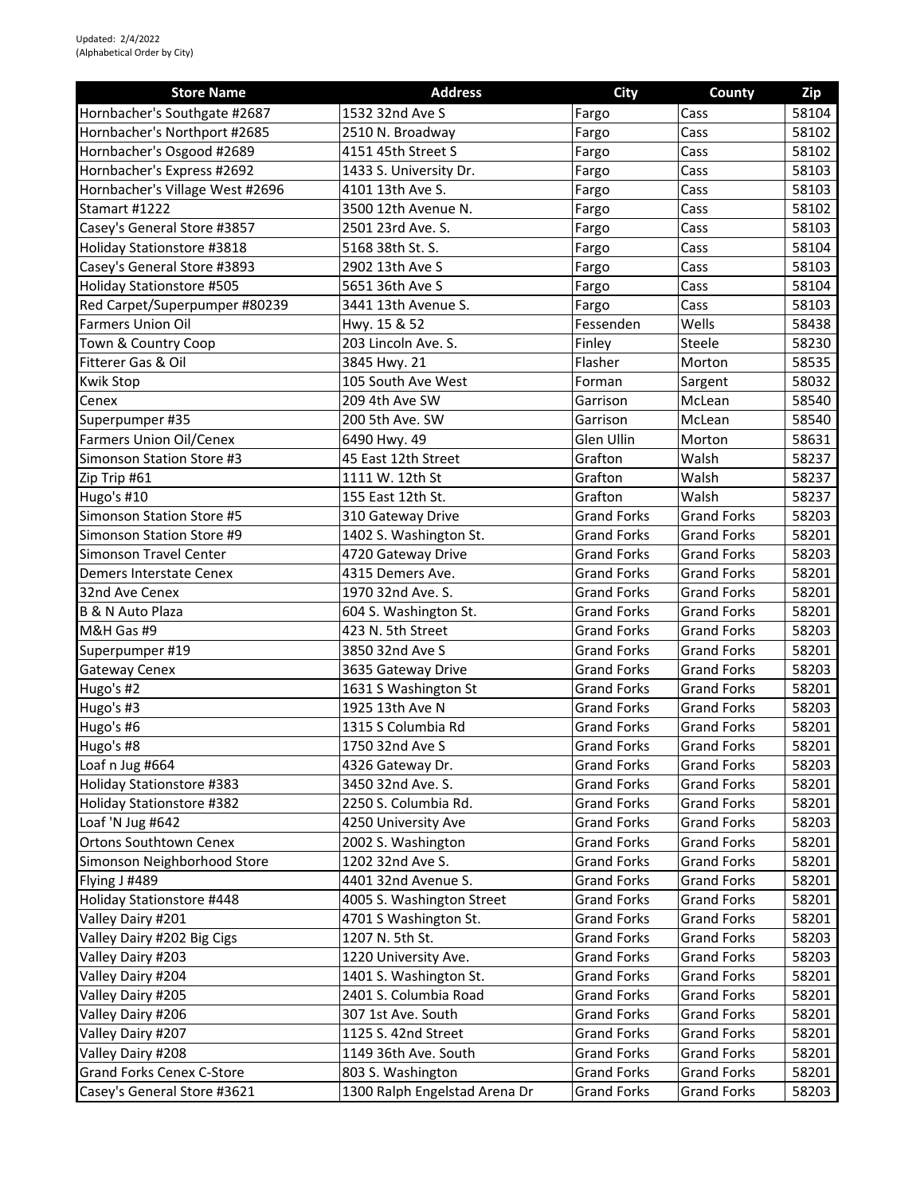Updated: 2/4/2022
(Alphabetical Order by City)

| Store Name | Address | City | County | Zip |
|---|---|---|---|---|
| Hornbacher's Southgate #2687 | 1532 32nd Ave S | Fargo | Cass | 58104 |
| Hornbacher's Northport #2685 | 2510 N. Broadway | Fargo | Cass | 58102 |
| Hornbacher's Osgood #2689 | 4151 45th Street S | Fargo | Cass | 58102 |
| Hornbacher's Express #2692 | 1433 S. University Dr. | Fargo | Cass | 58103 |
| Hornbacher's Village West #2696 | 4101 13th Ave S. | Fargo | Cass | 58103 |
| Stamart #1222 | 3500 12th Avenue N. | Fargo | Cass | 58102 |
| Casey's General Store #3857 | 2501 23rd Ave. S. | Fargo | Cass | 58103 |
| Holiday Stationstore #3818 | 5168 38th St. S. | Fargo | Cass | 58104 |
| Casey's General Store #3893 | 2902 13th Ave S | Fargo | Cass | 58103 |
| Holiday Stationstore #505 | 5651 36th Ave S | Fargo | Cass | 58104 |
| Red Carpet/Superpumper #80239 | 3441 13th Avenue S. | Fargo | Cass | 58103 |
| Farmers Union Oil | Hwy. 15 & 52 | Fessenden | Wells | 58438 |
| Town & Country Coop | 203 Lincoln Ave. S. | Finley | Steele | 58230 |
| Fitterer Gas & Oil | 3845 Hwy. 21 | Flasher | Morton | 58535 |
| Kwik Stop | 105 South Ave West | Forman | Sargent | 58032 |
| Cenex | 209 4th Ave SW | Garrison | McLean | 58540 |
| Superpumper #35 | 200 5th Ave. SW | Garrison | McLean | 58540 |
| Farmers Union Oil/Cenex | 6490 Hwy. 49 | Glen Ullin | Morton | 58631 |
| Simonson Station Store #3 | 45 East 12th Street | Grafton | Walsh | 58237 |
| Zip Trip #61 | 1111 W. 12th St | Grafton | Walsh | 58237 |
| Hugo's #10 | 155 East 12th St. | Grafton | Walsh | 58237 |
| Simonson Station Store #5 | 310 Gateway Drive | Grand Forks | Grand Forks | 58203 |
| Simonson Station Store #9 | 1402 S. Washington St. | Grand Forks | Grand Forks | 58201 |
| Simonson Travel Center | 4720 Gateway Drive | Grand Forks | Grand Forks | 58203 |
| Demers Interstate Cenex | 4315 Demers Ave. | Grand Forks | Grand Forks | 58201 |
| 32nd Ave Cenex | 1970 32nd Ave. S. | Grand Forks | Grand Forks | 58201 |
| B & N Auto Plaza | 604 S. Washington St. | Grand Forks | Grand Forks | 58201 |
| M&H Gas #9 | 423 N. 5th Street | Grand Forks | Grand Forks | 58203 |
| Superpumper #19 | 3850 32nd Ave S | Grand Forks | Grand Forks | 58201 |
| Gateway Cenex | 3635 Gateway Drive | Grand Forks | Grand Forks | 58203 |
| Hugo's #2 | 1631 S Washington St | Grand Forks | Grand Forks | 58201 |
| Hugo's #3 | 1925 13th Ave N | Grand Forks | Grand Forks | 58203 |
| Hugo's #6 | 1315 S Columbia Rd | Grand Forks | Grand Forks | 58201 |
| Hugo's #8 | 1750 32nd Ave S | Grand Forks | Grand Forks | 58201 |
| Loaf n Jug #664 | 4326 Gateway Dr. | Grand Forks | Grand Forks | 58203 |
| Holiday Stationstore #383 | 3450 32nd Ave. S. | Grand Forks | Grand Forks | 58201 |
| Holiday Stationstore #382 | 2250 S. Columbia Rd. | Grand Forks | Grand Forks | 58201 |
| Loaf 'N Jug #642 | 4250 University Ave | Grand Forks | Grand Forks | 58203 |
| Ortons Southtown Cenex | 2002 S. Washington | Grand Forks | Grand Forks | 58201 |
| Simonson Neighborhood Store | 1202 32nd Ave S. | Grand Forks | Grand Forks | 58201 |
| Flying J #489 | 4401 32nd Avenue S. | Grand Forks | Grand Forks | 58201 |
| Holiday Stationstore #448 | 4005 S. Washington Street | Grand Forks | Grand Forks | 58201 |
| Valley Dairy #201 | 4701 S Washington St. | Grand Forks | Grand Forks | 58201 |
| Valley Dairy #202 Big Cigs | 1207 N. 5th St. | Grand Forks | Grand Forks | 58203 |
| Valley Dairy #203 | 1220 University Ave. | Grand Forks | Grand Forks | 58203 |
| Valley Dairy #204 | 1401 S. Washington St. | Grand Forks | Grand Forks | 58201 |
| Valley Dairy #205 | 2401 S. Columbia Road | Grand Forks | Grand Forks | 58201 |
| Valley Dairy #206 | 307 1st Ave. South | Grand Forks | Grand Forks | 58201 |
| Valley Dairy #207 | 1125 S. 42nd Street | Grand Forks | Grand Forks | 58201 |
| Valley Dairy #208 | 1149 36th Ave. South | Grand Forks | Grand Forks | 58201 |
| Grand Forks Cenex C-Store | 803 S. Washington | Grand Forks | Grand Forks | 58201 |
| Casey's General Store #3621 | 1300 Ralph Engelstad Arena Dr | Grand Forks | Grand Forks | 58203 |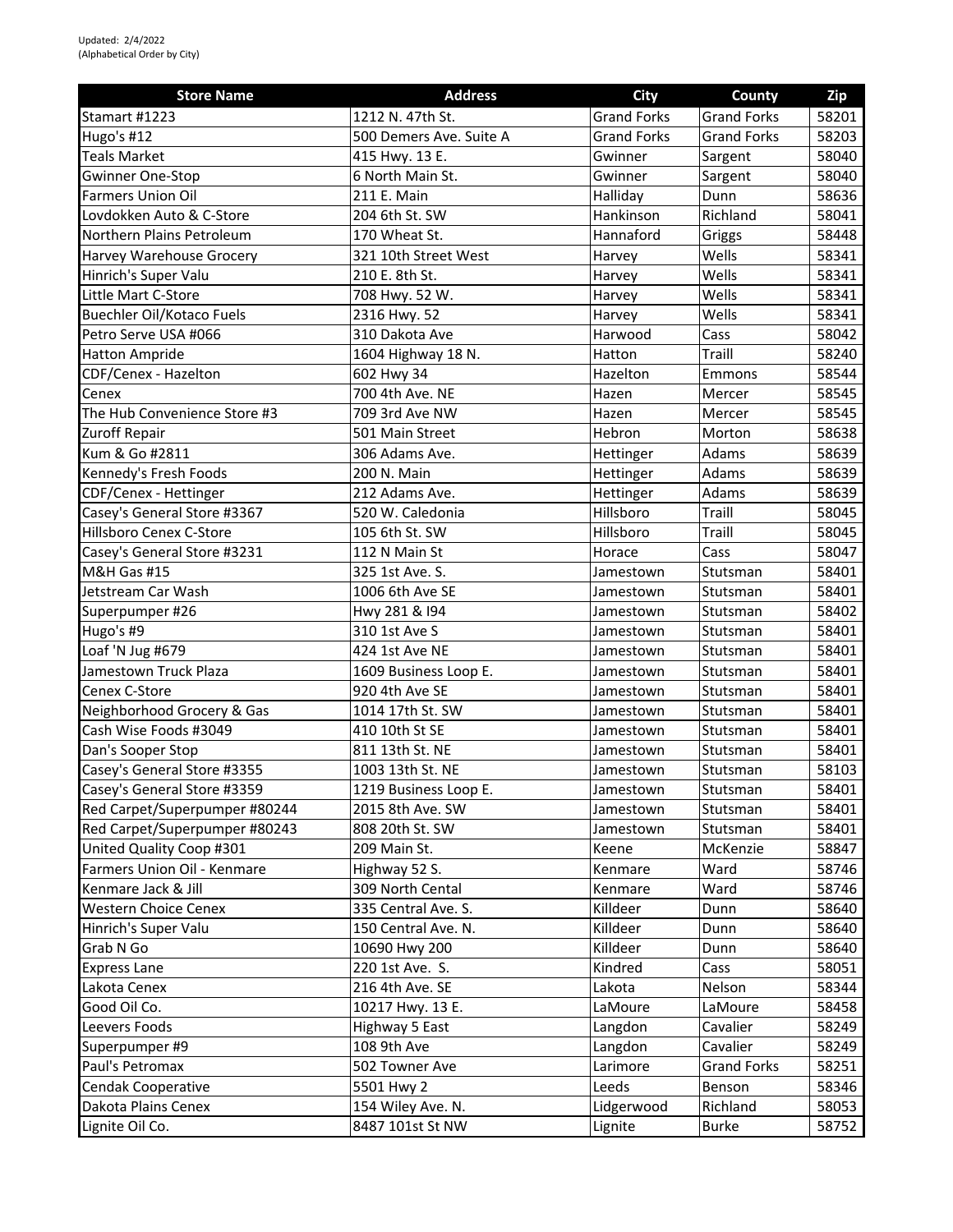Updated: 2/4/2022
(Alphabetical Order by City)

| Store Name | Address | City | County | Zip |
|---|---|---|---|---|
| Stamart #1223 | 1212 N. 47th St. | Grand Forks | Grand Forks | 58201 |
| Hugo's #12 | 500 Demers Ave. Suite A | Grand Forks | Grand Forks | 58203 |
| Teals Market | 415 Hwy. 13 E. | Gwinner | Sargent | 58040 |
| Gwinner One-Stop | 6 North Main St. | Gwinner | Sargent | 58040 |
| Farmers Union Oil | 211 E. Main | Halliday | Dunn | 58636 |
| Lovdokken Auto & C-Store | 204 6th St. SW | Hankinson | Richland | 58041 |
| Northern Plains Petroleum | 170 Wheat St. | Hannaford | Griggs | 58448 |
| Harvey Warehouse Grocery | 321 10th Street West | Harvey | Wells | 58341 |
| Hinrich's Super Valu | 210 E. 8th St. | Harvey | Wells | 58341 |
| Little Mart C-Store | 708 Hwy. 52 W. | Harvey | Wells | 58341 |
| Buechler Oil/Kotaco Fuels | 2316 Hwy. 52 | Harvey | Wells | 58341 |
| Petro Serve USA #066 | 310 Dakota Ave | Harwood | Cass | 58042 |
| Hatton Ampride | 1604 Highway 18 N. | Hatton | Traill | 58240 |
| CDF/Cenex - Hazelton | 602 Hwy 34 | Hazelton | Emmons | 58544 |
| Cenex | 700 4th Ave. NE | Hazen | Mercer | 58545 |
| The Hub Convenience Store #3 | 709 3rd Ave NW | Hazen | Mercer | 58545 |
| Zuroff Repair | 501 Main Street | Hebron | Morton | 58638 |
| Kum & Go #2811 | 306 Adams Ave. | Hettinger | Adams | 58639 |
| Kennedy's Fresh Foods | 200 N. Main | Hettinger | Adams | 58639 |
| CDF/Cenex - Hettinger | 212 Adams Ave. | Hettinger | Adams | 58639 |
| Casey's General Store #3367 | 520 W. Caledonia | Hillsboro | Traill | 58045 |
| Hillsboro Cenex C-Store | 105 6th St. SW | Hillsboro | Traill | 58045 |
| Casey's General Store #3231 | 112 N Main St | Horace | Cass | 58047 |
| M&H Gas #15 | 325 1st Ave. S. | Jamestown | Stutsman | 58401 |
| Jetstream Car Wash | 1006 6th Ave SE | Jamestown | Stutsman | 58401 |
| Superpumper #26 | Hwy 281 & I94 | Jamestown | Stutsman | 58402 |
| Hugo's #9 | 310 1st Ave S | Jamestown | Stutsman | 58401 |
| Loaf 'N Jug #679 | 424 1st Ave NE | Jamestown | Stutsman | 58401 |
| Jamestown Truck Plaza | 1609 Business Loop E. | Jamestown | Stutsman | 58401 |
| Cenex C-Store | 920 4th Ave SE | Jamestown | Stutsman | 58401 |
| Neighborhood Grocery & Gas | 1014 17th St. SW | Jamestown | Stutsman | 58401 |
| Cash Wise Foods #3049 | 410 10th St SE | Jamestown | Stutsman | 58401 |
| Dan's Sooper Stop | 811 13th St. NE | Jamestown | Stutsman | 58401 |
| Casey's General Store #3355 | 1003 13th St. NE | Jamestown | Stutsman | 58103 |
| Casey's General Store #3359 | 1219 Business Loop E. | Jamestown | Stutsman | 58401 |
| Red Carpet/Superpumper #80244 | 2015 8th Ave. SW | Jamestown | Stutsman | 58401 |
| Red Carpet/Superpumper #80243 | 808 20th St. SW | Jamestown | Stutsman | 58401 |
| United Quality Coop #301 | 209 Main St. | Keene | McKenzie | 58847 |
| Farmers Union Oil - Kenmare | Highway 52 S. | Kenmare | Ward | 58746 |
| Kenmare Jack & Jill | 309 North Cental | Kenmare | Ward | 58746 |
| Western Choice Cenex | 335 Central Ave. S. | Killdeer | Dunn | 58640 |
| Hinrich's Super Valu | 150 Central Ave. N. | Killdeer | Dunn | 58640 |
| Grab N Go | 10690 Hwy 200 | Killdeer | Dunn | 58640 |
| Express Lane | 220 1st Ave. S. | Kindred | Cass | 58051 |
| Lakota Cenex | 216 4th Ave. SE | Lakota | Nelson | 58344 |
| Good Oil Co. | 10217 Hwy. 13 E. | LaMoure | LaMoure | 58458 |
| Leevers Foods | Highway 5 East | Langdon | Cavalier | 58249 |
| Superpumper #9 | 108 9th Ave | Langdon | Cavalier | 58249 |
| Paul's Petromax | 502 Towner Ave | Larimore | Grand Forks | 58251 |
| Cendak Cooperative | 5501 Hwy 2 | Leeds | Benson | 58346 |
| Dakota Plains Cenex | 154 Wiley Ave. N. | Lidgerwood | Richland | 58053 |
| Lignite Oil Co. | 8487 101st St NW | Lignite | Burke | 58752 |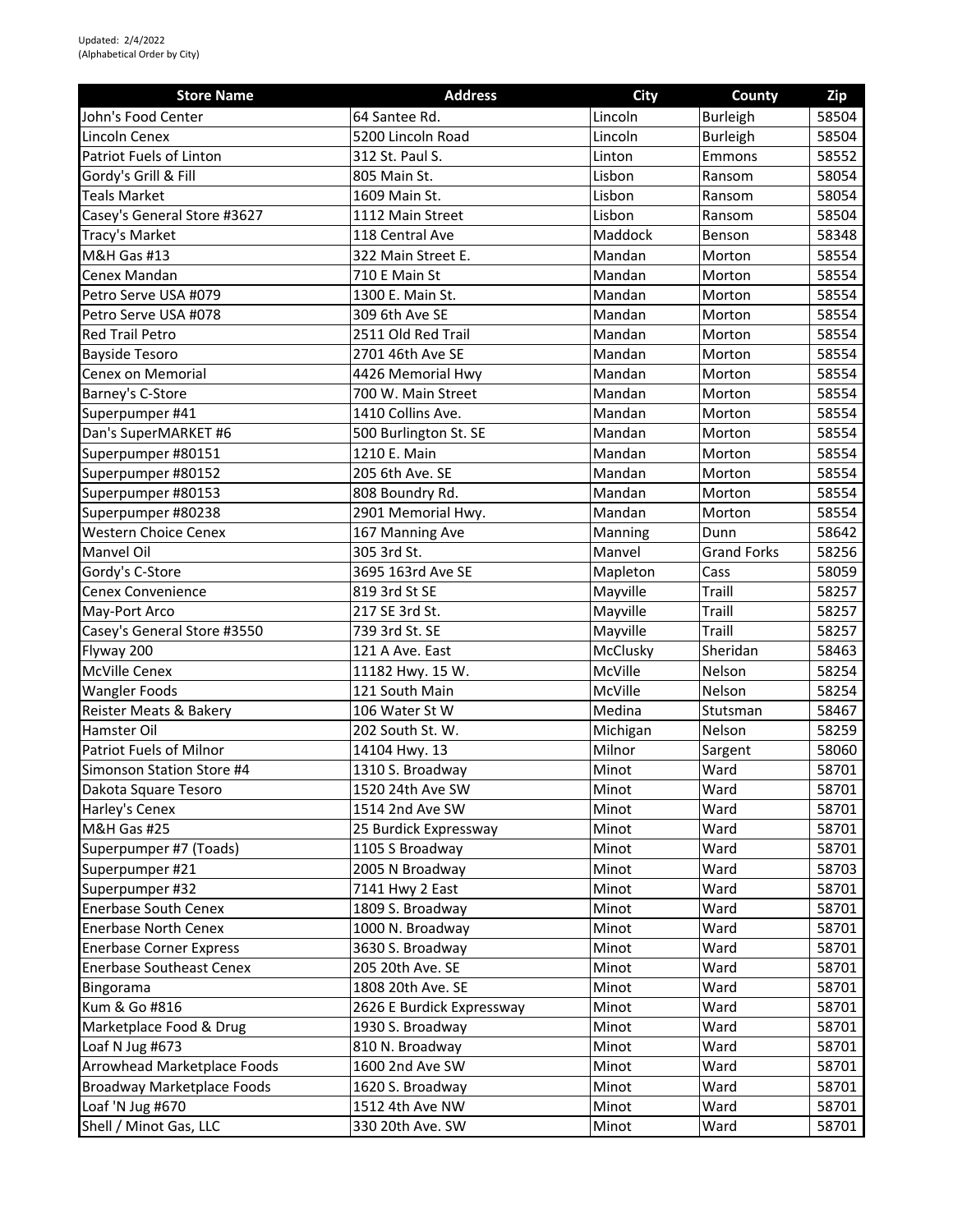Updated: 2/4/2022
(Alphabetical Order by City)

| Store Name | Address | City | County | Zip |
|---|---|---|---|---|
| John's Food Center | 64 Santee Rd. | Lincoln | Burleigh | 58504 |
| Lincoln Cenex | 5200 Lincoln Road | Lincoln | Burleigh | 58504 |
| Patriot Fuels of Linton | 312 St. Paul S. | Linton | Emmons | 58552 |
| Gordy's Grill & Fill | 805 Main St. | Lisbon | Ransom | 58054 |
| Teals Market | 1609 Main St. | Lisbon | Ransom | 58054 |
| Casey's General Store #3627 | 1112 Main Street | Lisbon | Ransom | 58504 |
| Tracy's Market | 118 Central Ave | Maddock | Benson | 58348 |
| M&H Gas #13 | 322 Main Street E. | Mandan | Morton | 58554 |
| Cenex Mandan | 710 E Main St | Mandan | Morton | 58554 |
| Petro Serve USA #079 | 1300 E. Main St. | Mandan | Morton | 58554 |
| Petro Serve USA #078 | 309 6th Ave SE | Mandan | Morton | 58554 |
| Red Trail Petro | 2511 Old Red Trail | Mandan | Morton | 58554 |
| Bayside Tesoro | 2701 46th Ave SE | Mandan | Morton | 58554 |
| Cenex on Memorial | 4426 Memorial Hwy | Mandan | Morton | 58554 |
| Barney's C-Store | 700 W. Main Street | Mandan | Morton | 58554 |
| Superpumper #41 | 1410 Collins Ave. | Mandan | Morton | 58554 |
| Dan's SuperMARKET #6 | 500 Burlington St. SE | Mandan | Morton | 58554 |
| Superpumper #80151 | 1210 E. Main | Mandan | Morton | 58554 |
| Superpumper #80152 | 205 6th Ave. SE | Mandan | Morton | 58554 |
| Superpumper #80153 | 808 Boundry Rd. | Mandan | Morton | 58554 |
| Superpumper #80238 | 2901 Memorial Hwy. | Mandan | Morton | 58554 |
| Western Choice Cenex | 167 Manning Ave | Manning | Dunn | 58642 |
| Manvel Oil | 305 3rd St. | Manvel | Grand Forks | 58256 |
| Gordy's C-Store | 3695 163rd Ave SE | Mapleton | Cass | 58059 |
| Cenex Convenience | 819 3rd St SE | Mayville | Traill | 58257 |
| May-Port Arco | 217 SE 3rd St. | Mayville | Traill | 58257 |
| Casey's General Store #3550 | 739 3rd St. SE | Mayville | Traill | 58257 |
| Flyway 200 | 121 A Ave. East | McClusky | Sheridan | 58463 |
| McVille Cenex | 11182 Hwy. 15 W. | McVille | Nelson | 58254 |
| Wangler Foods | 121 South Main | McVille | Nelson | 58254 |
| Reister Meats & Bakery | 106 Water St W | Medina | Stutsman | 58467 |
| Hamster Oil | 202 South St. W. | Michigan | Nelson | 58259 |
| Patriot Fuels of Milnor | 14104 Hwy. 13 | Milnor | Sargent | 58060 |
| Simonson Station Store #4 | 1310 S. Broadway | Minot | Ward | 58701 |
| Dakota Square Tesoro | 1520 24th Ave SW | Minot | Ward | 58701 |
| Harley's Cenex | 1514 2nd Ave SW | Minot | Ward | 58701 |
| M&H Gas #25 | 25 Burdick Expressway | Minot | Ward | 58701 |
| Superpumper #7 (Toads) | 1105 S Broadway | Minot | Ward | 58701 |
| Superpumper #21 | 2005 N Broadway | Minot | Ward | 58703 |
| Superpumper #32 | 7141 Hwy 2 East | Minot | Ward | 58701 |
| Enerbase South Cenex | 1809 S. Broadway | Minot | Ward | 58701 |
| Enerbase North Cenex | 1000 N. Broadway | Minot | Ward | 58701 |
| Enerbase Corner Express | 3630 S. Broadway | Minot | Ward | 58701 |
| Enerbase Southeast Cenex | 205 20th Ave. SE | Minot | Ward | 58701 |
| Bingorama | 1808 20th Ave. SE | Minot | Ward | 58701 |
| Kum & Go #816 | 2626 E Burdick Expressway | Minot | Ward | 58701 |
| Marketplace Food & Drug | 1930 S. Broadway | Minot | Ward | 58701 |
| Loaf N Jug #673 | 810 N. Broadway | Minot | Ward | 58701 |
| Arrowhead Marketplace Foods | 1600 2nd Ave SW | Minot | Ward | 58701 |
| Broadway Marketplace Foods | 1620 S. Broadway | Minot | Ward | 58701 |
| Loaf 'N Jug #670 | 1512 4th Ave NW | Minot | Ward | 58701 |
| Shell / Minot Gas, LLC | 330 20th Ave. SW | Minot | Ward | 58701 |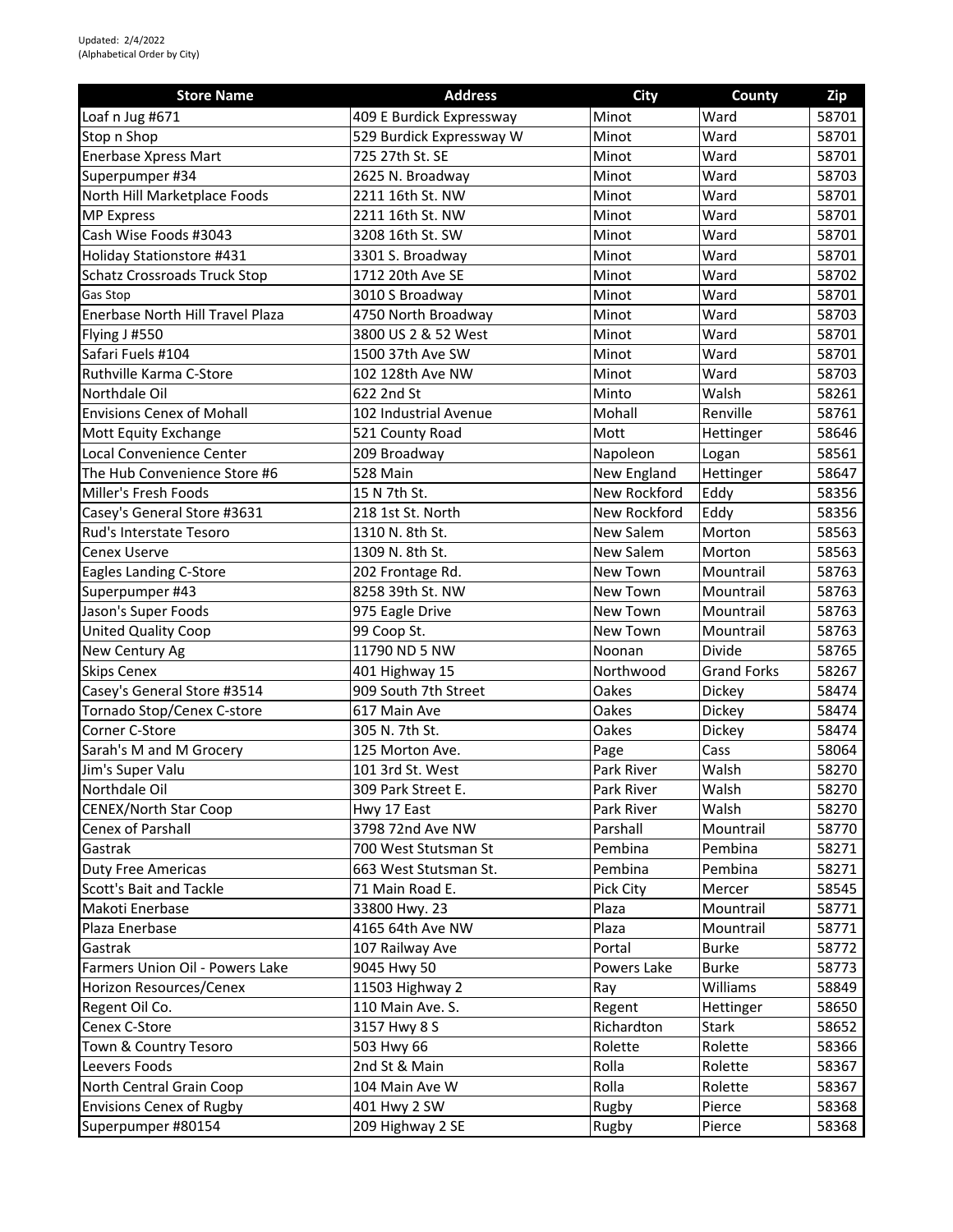Updated: 2/4/2022
(Alphabetical Order by City)

| Store Name | Address | City | County | Zip |
|---|---|---|---|---|
| Loaf n Jug #671 | 409 E Burdick Expressway | Minot | Ward | 58701 |
| Stop n Shop | 529 Burdick Expressway W | Minot | Ward | 58701 |
| Enerbase Xpress Mart | 725 27th St. SE | Minot | Ward | 58701 |
| Superpumper #34 | 2625 N. Broadway | Minot | Ward | 58703 |
| North Hill Marketplace Foods | 2211 16th St. NW | Minot | Ward | 58701 |
| MP Express | 2211 16th St. NW | Minot | Ward | 58701 |
| Cash Wise Foods #3043 | 3208 16th St. SW | Minot | Ward | 58701 |
| Holiday Stationstore #431 | 3301 S. Broadway | Minot | Ward | 58701 |
| Schatz Crossroads Truck Stop | 1712 20th Ave SE | Minot | Ward | 58702 |
| Gas Stop | 3010 S Broadway | Minot | Ward | 58701 |
| Enerbase North Hill Travel Plaza | 4750 North Broadway | Minot | Ward | 58703 |
| Flying J #550 | 3800 US 2 & 52 West | Minot | Ward | 58701 |
| Safari Fuels #104 | 1500 37th Ave SW | Minot | Ward | 58701 |
| Ruthville Karma C-Store | 102 128th Ave NW | Minot | Ward | 58703 |
| Northdale Oil | 622 2nd St | Minto | Walsh | 58261 |
| Envisions Cenex of Mohall | 102 Industrial Avenue | Mohall | Renville | 58761 |
| Mott Equity Exchange | 521 County Road | Mott | Hettinger | 58646 |
| Local Convenience Center | 209 Broadway | Napoleon | Logan | 58561 |
| The Hub Convenience Store #6 | 528 Main | New England | Hettinger | 58647 |
| Miller's Fresh Foods | 15 N 7th St. | New Rockford | Eddy | 58356 |
| Casey's General Store #3631 | 218 1st St. North | New Rockford | Eddy | 58356 |
| Rud's Interstate Tesoro | 1310 N. 8th St. | New Salem | Morton | 58563 |
| Cenex Userve | 1309 N. 8th St. | New Salem | Morton | 58563 |
| Eagles Landing C-Store | 202 Frontage Rd. | New Town | Mountrail | 58763 |
| Superpumper #43 | 8258 39th St. NW | New Town | Mountrail | 58763 |
| Jason's Super Foods | 975 Eagle Drive | New Town | Mountrail | 58763 |
| United Quality Coop | 99 Coop St. | New Town | Mountrail | 58763 |
| New Century Ag | 11790 ND 5 NW | Noonan | Divide | 58765 |
| Skips Cenex | 401 Highway 15 | Northwood | Grand Forks | 58267 |
| Casey's General Store #3514 | 909 South 7th Street | Oakes | Dickey | 58474 |
| Tornado Stop/Cenex C-store | 617 Main Ave | Oakes | Dickey | 58474 |
| Corner C-Store | 305 N. 7th St. | Oakes | Dickey | 58474 |
| Sarah's M and M Grocery | 125 Morton Ave. | Page | Cass | 58064 |
| Jim's Super Valu | 101 3rd St. West | Park River | Walsh | 58270 |
| Northdale Oil | 309 Park Street E. | Park River | Walsh | 58270 |
| CENEX/North Star Coop | Hwy 17 East | Park River | Walsh | 58270 |
| Cenex of Parshall | 3798 72nd Ave NW | Parshall | Mountrail | 58770 |
| Gastrak | 700 West Stutsman St | Pembina | Pembina | 58271 |
| Duty Free Americas | 663 West Stutsman St. | Pembina | Pembina | 58271 |
| Scott's Bait and Tackle | 71 Main Road E. | Pick City | Mercer | 58545 |
| Makoti Enerbase | 33800 Hwy. 23 | Plaza | Mountrail | 58771 |
| Plaza Enerbase | 4165 64th Ave NW | Plaza | Mountrail | 58771 |
| Gastrak | 107 Railway Ave | Portal | Burke | 58772 |
| Farmers Union Oil - Powers Lake | 9045 Hwy 50 | Powers Lake | Burke | 58773 |
| Horizon Resources/Cenex | 11503 Highway 2 | Ray | Williams | 58849 |
| Regent Oil Co. | 110 Main Ave. S. | Regent | Hettinger | 58650 |
| Cenex C-Store | 3157 Hwy 8 S | Richardton | Stark | 58652 |
| Town & Country Tesoro | 503 Hwy 66 | Rolette | Rolette | 58366 |
| Leevers Foods | 2nd St & Main | Rolla | Rolette | 58367 |
| North Central Grain Coop | 104 Main Ave W | Rolla | Rolette | 58367 |
| Envisions Cenex of Rugby | 401 Hwy 2 SW | Rugby | Pierce | 58368 |
| Superpumper #80154 | 209 Highway 2 SE | Rugby | Pierce | 58368 |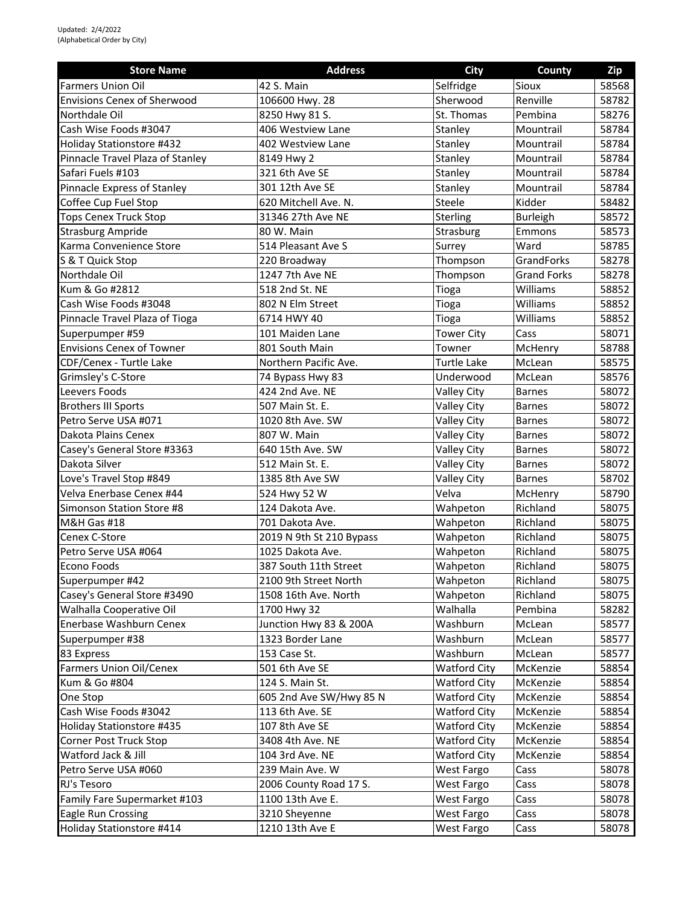Updated: 2/4/2022
(Alphabetical Order by City)

| Store Name | Address | City | County | Zip |
|---|---|---|---|---|
| Farmers Union Oil | 42 S. Main | Selfridge | Sioux | 58568 |
| Envisions Cenex of Sherwood | 106600 Hwy. 28 | Sherwood | Renville | 58782 |
| Northdale Oil | 8250 Hwy 81 S. | St. Thomas | Pembina | 58276 |
| Cash Wise Foods #3047 | 406 Westview Lane | Stanley | Mountrail | 58784 |
| Holiday Stationstore #432 | 402 Westview Lane | Stanley | Mountrail | 58784 |
| Pinnacle Travel Plaza of Stanley | 8149 Hwy 2 | Stanley | Mountrail | 58784 |
| Safari Fuels #103 | 321 6th Ave SE | Stanley | Mountrail | 58784 |
| Pinnacle Express of Stanley | 301 12th Ave SE | Stanley | Mountrail | 58784 |
| Coffee Cup Fuel Stop | 620 Mitchell Ave. N. | Steele | Kidder | 58482 |
| Tops Cenex Truck Stop | 31346 27th Ave NE | Sterling | Burleigh | 58572 |
| Strasburg Ampride | 80 W. Main | Strasburg | Emmons | 58573 |
| Karma Convenience Store | 514 Pleasant Ave S | Surrey | Ward | 58785 |
| S & T Quick Stop | 220 Broadway | Thompson | GrandForks | 58278 |
| Northdale Oil | 1247 7th Ave NE | Thompson | Grand Forks | 58278 |
| Kum & Go #2812 | 518 2nd St. NE | Tioga | Williams | 58852 |
| Cash Wise Foods #3048 | 802 N Elm Street | Tioga | Williams | 58852 |
| Pinnacle Travel Plaza of Tioga | 6714 HWY 40 | Tioga | Williams | 58852 |
| Superpumper #59 | 101 Maiden Lane | Tower City | Cass | 58071 |
| Envisions Cenex of Towner | 801 South Main | Towner | McHenry | 58788 |
| CDF/Cenex - Turtle Lake | Northern Pacific Ave. | Turtle Lake | McLean | 58575 |
| Grimsley's C-Store | 74 Bypass Hwy 83 | Underwood | McLean | 58576 |
| Leevers Foods | 424 2nd Ave. NE | Valley City | Barnes | 58072 |
| Brothers III Sports | 507 Main St. E. | Valley City | Barnes | 58072 |
| Petro Serve USA #071 | 1020 8th Ave. SW | Valley City | Barnes | 58072 |
| Dakota Plains Cenex | 807 W. Main | Valley City | Barnes | 58072 |
| Casey's General Store #3363 | 640 15th Ave. SW | Valley City | Barnes | 58072 |
| Dakota Silver | 512 Main St. E. | Valley City | Barnes | 58072 |
| Love's Travel Stop #849 | 1385 8th Ave SW | Valley City | Barnes | 58702 |
| Velva Enerbase Cenex #44 | 524 Hwy 52 W | Velva | McHenry | 58790 |
| Simonson Station Store #8 | 124 Dakota Ave. | Wahpeton | Richland | 58075 |
| M&H Gas #18 | 701 Dakota Ave. | Wahpeton | Richland | 58075 |
| Cenex C-Store | 2019 N 9th St 210 Bypass | Wahpeton | Richland | 58075 |
| Petro Serve USA #064 | 1025 Dakota Ave. | Wahpeton | Richland | 58075 |
| Econo Foods | 387 South 11th Street | Wahpeton | Richland | 58075 |
| Superpumper #42 | 2100 9th Street North | Wahpeton | Richland | 58075 |
| Casey's General Store #3490 | 1508 16th Ave. North | Wahpeton | Richland | 58075 |
| Walhalla Cooperative Oil | 1700 Hwy 32 | Walhalla | Pembina | 58282 |
| Enerbase Washburn Cenex | Junction Hwy 83 & 200A | Washburn | McLean | 58577 |
| Superpumper #38 | 1323 Border Lane | Washburn | McLean | 58577 |
| 83 Express | 153 Case St. | Washburn | McLean | 58577 |
| Farmers Union Oil/Cenex | 501 6th Ave SE | Watford City | McKenzie | 58854 |
| Kum & Go #804 | 124 S. Main St. | Watford City | McKenzie | 58854 |
| One Stop | 605 2nd Ave SW/Hwy 85 N | Watford City | McKenzie | 58854 |
| Cash Wise Foods #3042 | 113 6th Ave. SE | Watford City | McKenzie | 58854 |
| Holiday Stationstore #435 | 107 8th Ave SE | Watford City | McKenzie | 58854 |
| Corner Post Truck Stop | 3408 4th Ave. NE | Watford City | McKenzie | 58854 |
| Watford Jack & Jill | 104 3rd Ave. NE | Watford City | McKenzie | 58854 |
| Petro Serve USA #060 | 239 Main Ave. W | West Fargo | Cass | 58078 |
| RJ's Tesoro | 2006 County Road 17 S. | West Fargo | Cass | 58078 |
| Family Fare Supermarket #103 | 1100 13th Ave E. | West Fargo | Cass | 58078 |
| Eagle Run Crossing | 3210 Sheyenne | West Fargo | Cass | 58078 |
| Holiday Stationstore #414 | 1210 13th Ave E | West Fargo | Cass | 58078 |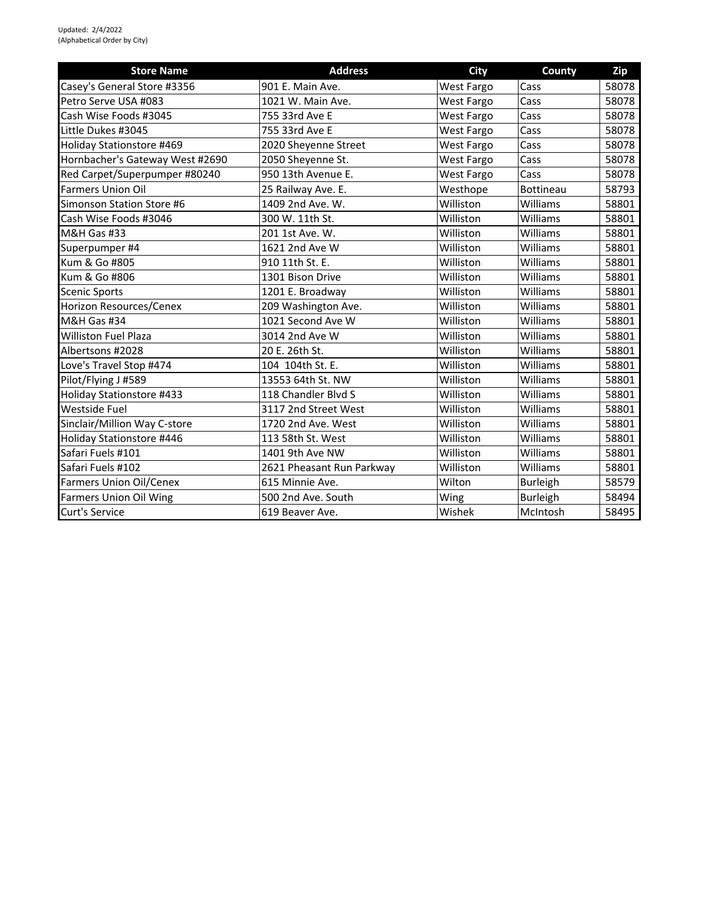Updated: 2/4/2022
(Alphabetical Order by City)

| Store Name | Address | City | County | Zip |
| --- | --- | --- | --- | --- |
| Casey's General Store #3356 | 901 E. Main Ave. | West Fargo | Cass | 58078 |
| Petro Serve USA #083 | 1021 W. Main Ave. | West Fargo | Cass | 58078 |
| Cash Wise Foods #3045 | 755 33rd Ave E | West Fargo | Cass | 58078 |
| Little Dukes #3045 | 755 33rd Ave E | West Fargo | Cass | 58078 |
| Holiday Stationstore #469 | 2020 Sheyenne Street | West Fargo | Cass | 58078 |
| Hornbacher's Gateway West #2690 | 2050 Sheyenne St. | West Fargo | Cass | 58078 |
| Red Carpet/Superpumper #80240 | 950 13th Avenue E. | West Fargo | Cass | 58078 |
| Farmers Union Oil | 25 Railway Ave. E. | Westhope | Bottineau | 58793 |
| Simonson Station Store #6 | 1409 2nd Ave. W. | Williston | Williams | 58801 |
| Cash Wise Foods #3046 | 300 W. 11th St. | Williston | Williams | 58801 |
| M&H Gas #33 | 201 1st Ave. W. | Williston | Williams | 58801 |
| Superpumper #4 | 1621 2nd Ave W | Williston | Williams | 58801 |
| Kum & Go #805 | 910 11th St. E. | Williston | Williams | 58801 |
| Kum & Go #806 | 1301 Bison Drive | Williston | Williams | 58801 |
| Scenic Sports | 1201 E. Broadway | Williston | Williams | 58801 |
| Horizon Resources/Cenex | 209 Washington Ave. | Williston | Williams | 58801 |
| M&H Gas #34 | 1021 Second Ave W | Williston | Williams | 58801 |
| Williston Fuel Plaza | 3014 2nd Ave W | Williston | Williams | 58801 |
| Albertsons #2028 | 20 E. 26th St. | Williston | Williams | 58801 |
| Love's Travel Stop #474 | 104 104th St. E. | Williston | Williams | 58801 |
| Pilot/Flying J #589 | 13553 64th St. NW | Williston | Williams | 58801 |
| Holiday Stationstore #433 | 118 Chandler Blvd S | Williston | Williams | 58801 |
| Westside Fuel | 3117 2nd Street West | Williston | Williams | 58801 |
| Sinclair/Million Way C-store | 1720 2nd Ave. West | Williston | Williams | 58801 |
| Holiday Stationstore #446 | 113 58th St. West | Williston | Williams | 58801 |
| Safari Fuels #101 | 1401 9th Ave NW | Williston | Williams | 58801 |
| Safari Fuels #102 | 2621 Pheasant Run Parkway | Williston | Williams | 58801 |
| Farmers Union Oil/Cenex | 615 Minnie Ave. | Wilton | Burleigh | 58579 |
| Farmers Union Oil Wing | 500 2nd Ave. South | Wing | Burleigh | 58494 |
| Curt's Service | 619 Beaver Ave. | Wishek | McIntosh | 58495 |